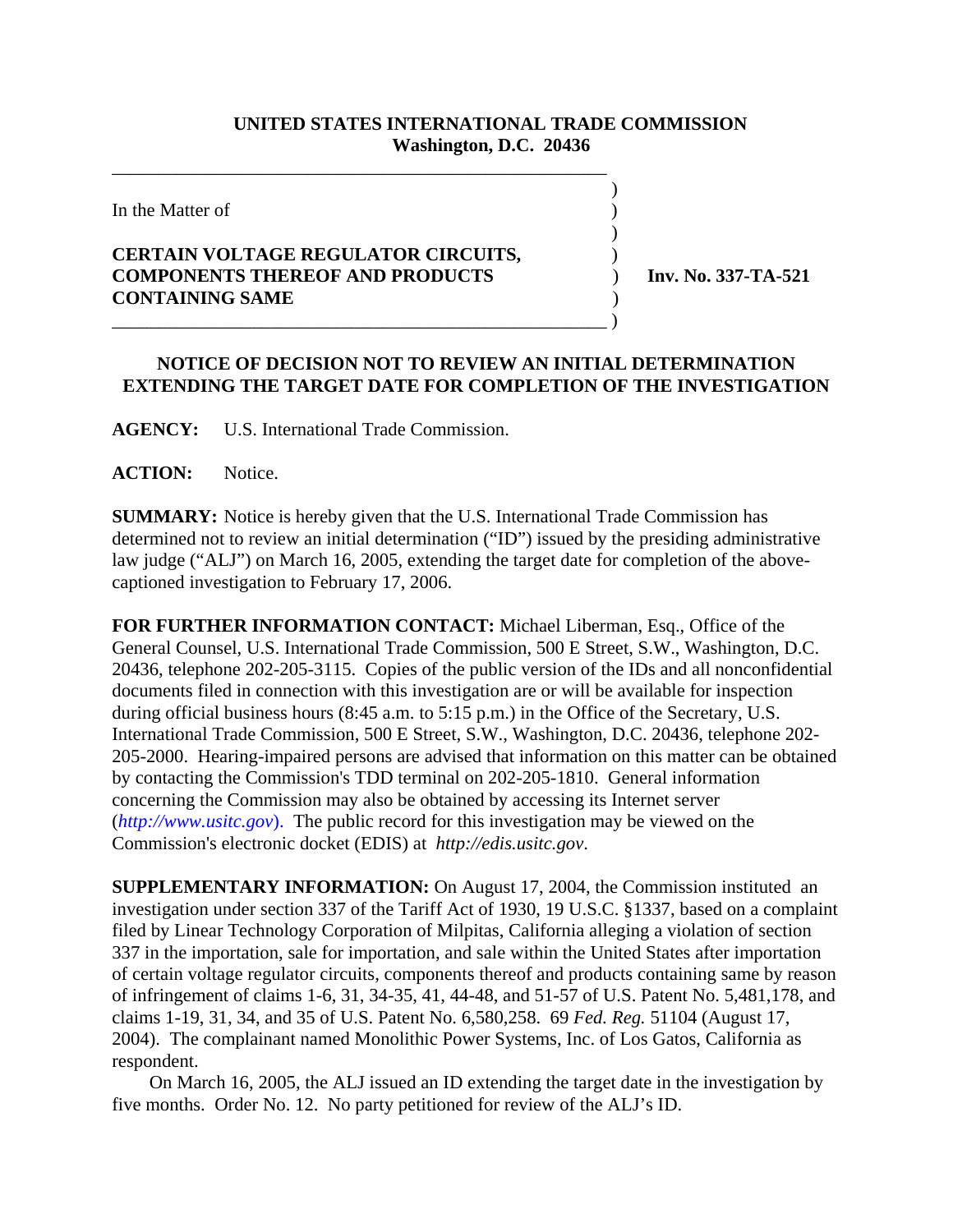**UNITED STATES INTERNATIONAL TRADE COMMISSION**
**Washington, D.C. 20436**

In the Matter of

**CERTAIN VOLTAGE REGULATOR CIRCUITS, COMPONENTS THEREOF AND PRODUCTS CONTAINING SAME**

**Inv. No. 337-TA-521**

## NOTICE OF DECISION NOT TO REVIEW AN INITIAL DETERMINATION EXTENDING THE TARGET DATE FOR COMPLETION OF THE INVESTIGATION

**AGENCY:** U.S. International Trade Commission.

**ACTION:** Notice.

**SUMMARY:** Notice is hereby given that the U.S. International Trade Commission has determined not to review an initial determination ("ID") issued by the presiding administrative law judge ("ALJ") on March 16, 2005, extending the target date for completion of the above-captioned investigation to February 17, 2006.

**FOR FURTHER INFORMATION CONTACT:** Michael Liberman, Esq., Office of the General Counsel, U.S. International Trade Commission, 500 E Street, S.W., Washington, D.C. 20436, telephone 202-205-3115. Copies of the public version of the IDs and all nonconfidential documents filed in connection with this investigation are or will be available for inspection during official business hours (8:45 a.m. to 5:15 p.m.) in the Office of the Secretary, U.S. International Trade Commission, 500 E Street, S.W., Washington, D.C. 20436, telephone 202-205-2000. Hearing-impaired persons are advised that information on this matter can be obtained by contacting the Commission's TDD terminal on 202-205-1810. General information concerning the Commission may also be obtained by accessing its Internet server (*http://www.usitc.gov*). The public record for this investigation may be viewed on the Commission's electronic docket (EDIS) at *http://edis.usitc.gov*.

**SUPPLEMENTARY INFORMATION:** On August 17, 2004, the Commission instituted an investigation under section 337 of the Tariff Act of 1930, 19 U.S.C. §1337, based on a complaint filed by Linear Technology Corporation of Milpitas, California alleging a violation of section 337 in the importation, sale for importation, and sale within the United States after importation of certain voltage regulator circuits, components thereof and products containing same by reason of infringement of claims 1-6, 31, 34-35, 41, 44-48, and 51-57 of U.S. Patent No. 5,481,178, and claims 1-19, 31, 34, and 35 of U.S. Patent No. 6,580,258. 69 *Fed. Reg.* 51104 (August 17, 2004). The complainant named Monolithic Power Systems, Inc. of Los Gatos, California as respondent.

On March 16, 2005, the ALJ issued an ID extending the target date in the investigation by five months. Order No. 12. No party petitioned for review of the ALJ's ID.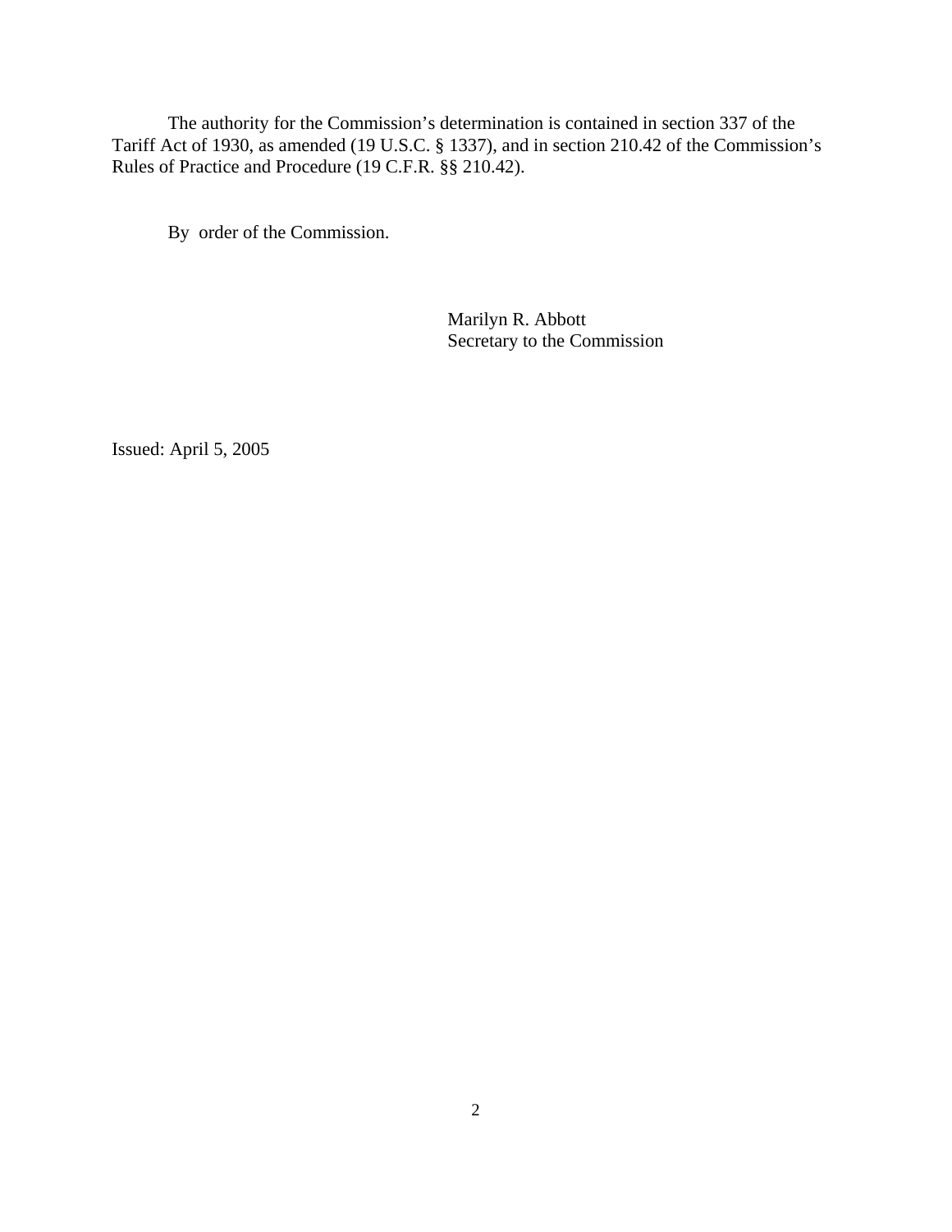The authority for the Commission's determination is contained in section 337 of the Tariff Act of 1930, as amended (19 U.S.C. § 1337), and in section 210.42 of the Commission's Rules of Practice and Procedure (19 C.F.R. §§ 210.42).

By order of the Commission.

Marilyn R. Abbott
Secretary to the Commission

Issued: April 5, 2005